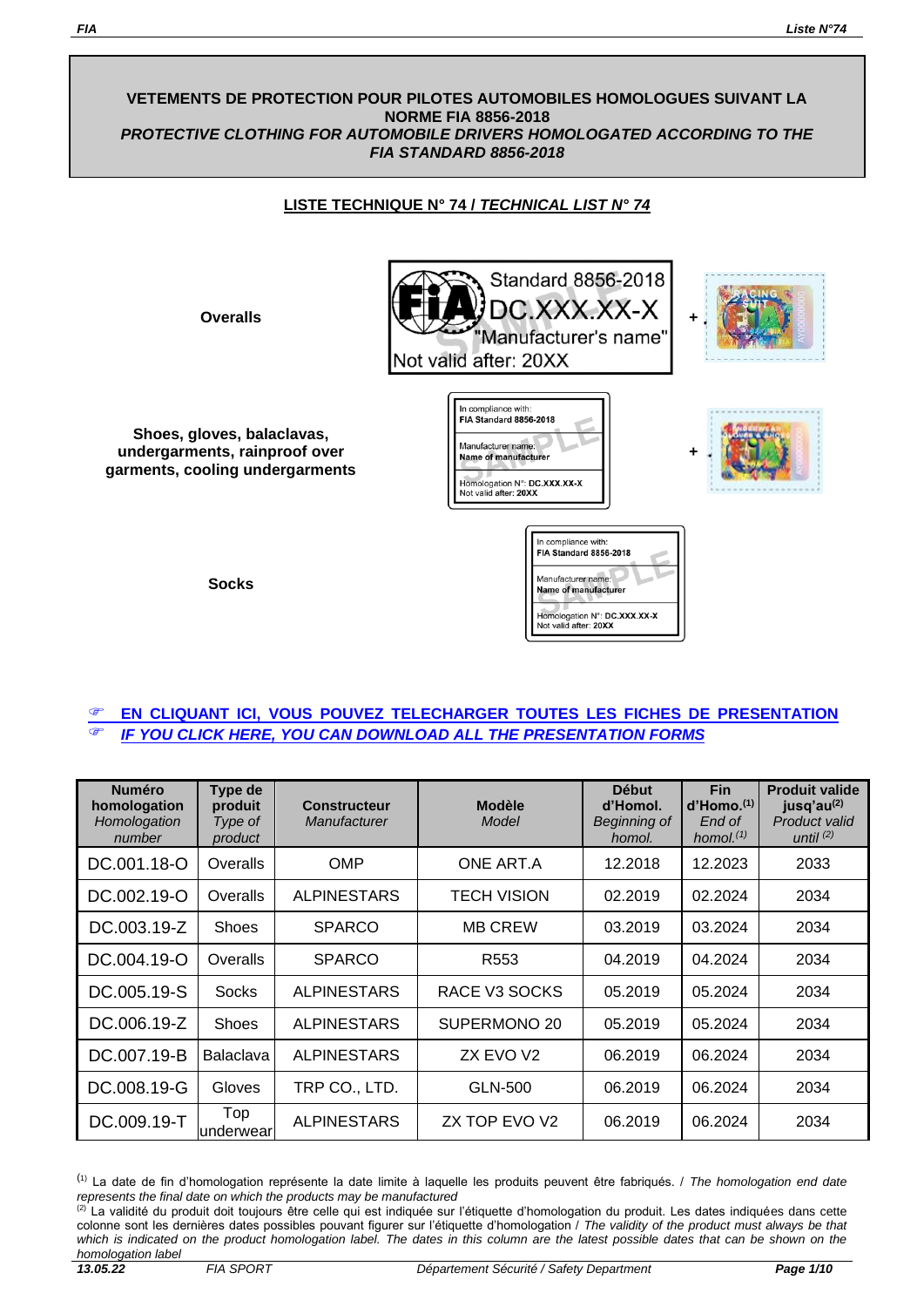**VETEMENTS DE PROTECTION POUR PILOTES AUTOMOBILES HOMOLOGUES SUIVANT LA NORME FIA 8856-2018**
***PROTECTIVE CLOTHING FOR AUTOMOBILE DRIVERS HOMOLOGATED ACCORDING TO THE FIA STANDARD 8856-2018***

## LISTE TECHNIQUE N° 74 / *TECHNICAL LIST N° 74*

**Overalls**

Standard 8856-2018
DC.XXX.XX-X
"Manufacturer's name"
Not valid after: 20XX
SAMPLE

\+

**Shoes, gloves, balaclavas, undergarments, rainproof over garments, cooling undergarments**

In compliance with:
**FIA Standard 8856-2018**
Manufacturer name:
**Name of manufacturer**
Homologation N°: **DC.XXX.XX-X**
Not valid after: **20XX**
SAMPLE

\+

**Socks**

In compliance with:
**FIA Standard 8856-2018**
Manufacturer name:
**Name of manufacturer**
Homologation N°: **DC.XXX.XX-X**
Not valid after: **20XX**
SAMPLE

☞ **EN CLIQUANT ICI, VOUS POUVEZ TELECHARGER TOUTES LES FICHES DE PRESENTATION**
☞ ***IF YOU CLICK HERE, YOU CAN DOWNLOAD ALL THE PRESENTATION FORMS***

| **Numéro homologation** *Homologation number* | **Type de produit** *Type of product* | **Constructeur** *Manufacturer* | **Modèle** *Model* | **Début d'Homol.** *Beginning of homol.* | **Fin d'Homo.**[(1)] *End of homol.*[(1)] | **Produit valide jusq'au**[(2)] *Product valid until*[(2)] |
|---|---|---|---|---|---|---|
| DC.001.18-O | Overalls | OMP | ONE ART.A | 12.2018 | 12.2023 | 2033 |
| DC.002.19-O | Overalls | ALPINESTARS | TECH VISION | 02.2019 | 02.2024 | 2034 |
| DC.003.19-Z | Shoes | SPARCO | MB CREW | 03.2019 | 03.2024 | 2034 |
| DC.004.19-O | Overalls | SPARCO | R553 | 04.2019 | 04.2024 | 2034 |
| DC.005.19-S | Socks | ALPINESTARS | RACE V3 SOCKS | 05.2019 | 05.2024 | 2034 |
| DC.006.19-Z | Shoes | ALPINESTARS | SUPERMONO 20 | 05.2019 | 05.2024 | 2034 |
| DC.007.19-B | Balaclava | ALPINESTARS | ZX EVO V2 | 06.2019 | 06.2024 | 2034 |
| DC.008.19-G | Gloves | TRP CO., LTD. | GLN-500 | 06.2019 | 06.2024 | 2034 |
| DC.009.19-T | Top underwear | ALPINESTARS | ZX TOP EVO V2 | 06.2019 | 06.2024 | 2034 |

[(1)] La date de fin d'homologation représente la date limite à laquelle les produits peuvent être fabriqués. / *The homologation end date represents the final date on which the products may be manufactured*

[(2)] La validité du produit doit toujours être celle qui est indiquée sur l'étiquette d'homologation du produit. Les dates indiquées dans cette colonne sont les dernières dates possibles pouvant figurer sur l'étiquette d'homologation / *The validity of the product must always be that which is indicated on the product homologation label. The dates in this column are the latest possible dates that can be shown on the homologation label*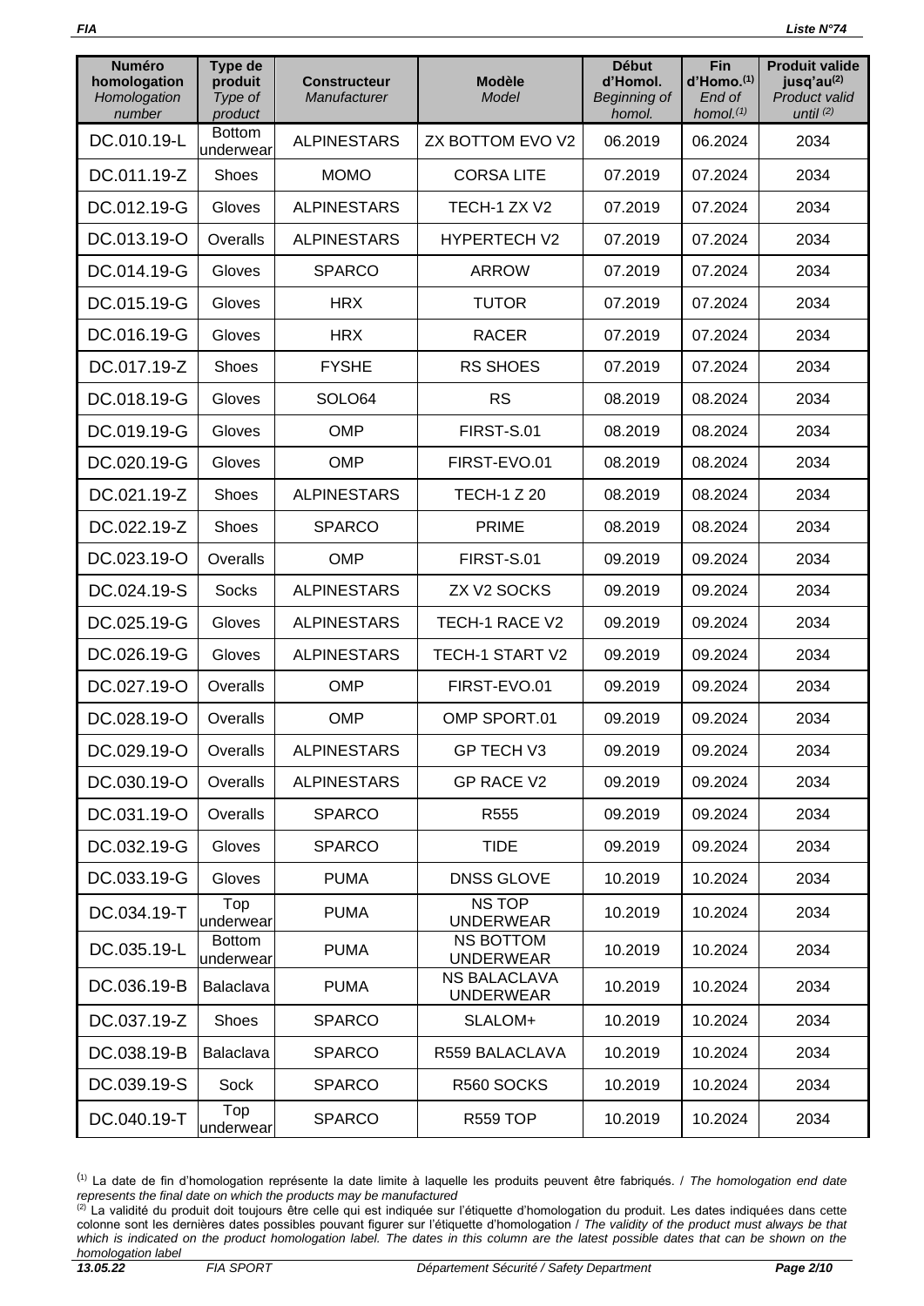| Numéro homologation *Homologation number* | Type de produit *Type of product* | Constructeur *Manufacturer* | Modèle *Model* | Début d'Homol. *Beginning of homol.* | Fin d'Homo.(1) *End of homol.(1)* | Produit valide jusq'au(2) *Product valid until (2)* |
|---|---|---|---|---|---|---|
| DC.010.19-L | Bottom underwear | ALPINESTARS | ZX BOTTOM EVO V2 | 06.2019 | 06.2024 | 2034 |
| DC.011.19-Z | Shoes | MOMO | CORSA LITE | 07.2019 | 07.2024 | 2034 |
| DC.012.19-G | Gloves | ALPINESTARS | TECH-1 ZX V2 | 07.2019 | 07.2024 | 2034 |
| DC.013.19-O | Overalls | ALPINESTARS | HYPERTECH V2 | 07.2019 | 07.2024 | 2034 |
| DC.014.19-G | Gloves | SPARCO | ARROW | 07.2019 | 07.2024 | 2034 |
| DC.015.19-G | Gloves | HRX | TUTOR | 07.2019 | 07.2024 | 2034 |
| DC.016.19-G | Gloves | HRX | RACER | 07.2019 | 07.2024 | 2034 |
| DC.017.19-Z | Shoes | FYSHE | RS SHOES | 07.2019 | 07.2024 | 2034 |
| DC.018.19-G | Gloves | SOLO64 | RS | 08.2019 | 08.2024 | 2034 |
| DC.019.19-G | Gloves | OMP | FIRST-S.01 | 08.2019 | 08.2024 | 2034 |
| DC.020.19-G | Gloves | OMP | FIRST-EVO.01 | 08.2019 | 08.2024 | 2034 |
| DC.021.19-Z | Shoes | ALPINESTARS | TECH-1 Z 20 | 08.2019 | 08.2024 | 2034 |
| DC.022.19-Z | Shoes | SPARCO | PRIME | 08.2019 | 08.2024 | 2034 |
| DC.023.19-O | Overalls | OMP | FIRST-S.01 | 09.2019 | 09.2024 | 2034 |
| DC.024.19-S | Socks | ALPINESTARS | ZX V2 SOCKS | 09.2019 | 09.2024 | 2034 |
| DC.025.19-G | Gloves | ALPINESTARS | TECH-1 RACE V2 | 09.2019 | 09.2024 | 2034 |
| DC.026.19-G | Gloves | ALPINESTARS | TECH-1 START V2 | 09.2019 | 09.2024 | 2034 |
| DC.027.19-O | Overalls | OMP | FIRST-EVO.01 | 09.2019 | 09.2024 | 2034 |
| DC.028.19-O | Overalls | OMP | OMP SPORT.01 | 09.2019 | 09.2024 | 2034 |
| DC.029.19-O | Overalls | ALPINESTARS | GP TECH V3 | 09.2019 | 09.2024 | 2034 |
| DC.030.19-O | Overalls | ALPINESTARS | GP RACE V2 | 09.2019 | 09.2024 | 2034 |
| DC.031.19-O | Overalls | SPARCO | R555 | 09.2019 | 09.2024 | 2034 |
| DC.032.19-G | Gloves | SPARCO | TIDE | 09.2019 | 09.2024 | 2034 |
| DC.033.19-G | Gloves | PUMA | DNSS GLOVE | 10.2019 | 10.2024 | 2034 |
| DC.034.19-T | Top underwear | PUMA | NS TOP UNDERWEAR | 10.2019 | 10.2024 | 2034 |
| DC.035.19-L | Bottom underwear | PUMA | NS BOTTOM UNDERWEAR | 10.2019 | 10.2024 | 2034 |
| DC.036.19-B | Balaclava | PUMA | NS BALACLAVA UNDERWEAR | 10.2019 | 10.2024 | 2034 |
| DC.037.19-Z | Shoes | SPARCO | SLALOM+ | 10.2019 | 10.2024 | 2034 |
| DC.038.19-B | Balaclava | SPARCO | R559 BALACLAVA | 10.2019 | 10.2024 | 2034 |
| DC.039.19-S | Sock | SPARCO | R560 SOCKS | 10.2019 | 10.2024 | 2034 |
| DC.040.19-T | Top underwear | SPARCO | R559 TOP | 10.2019 | 10.2024 | 2034 |

(1) La date de fin d'homologation représente la date limite à laquelle les produits peuvent être fabriqués. / *The homologation end date represents the final date on which the products may be manufactured*

(2) La validité du produit doit toujours être celle qui est indiquée sur l'étiquette d'homologation du produit. Les dates indiquées dans cette colonne sont les dernières dates possibles pouvant figurer sur l'étiquette d'homologation / *The validity of the product must always be that which is indicated on the product homologation label. The dates in this column are the latest possible dates that can be shown on the homologation label*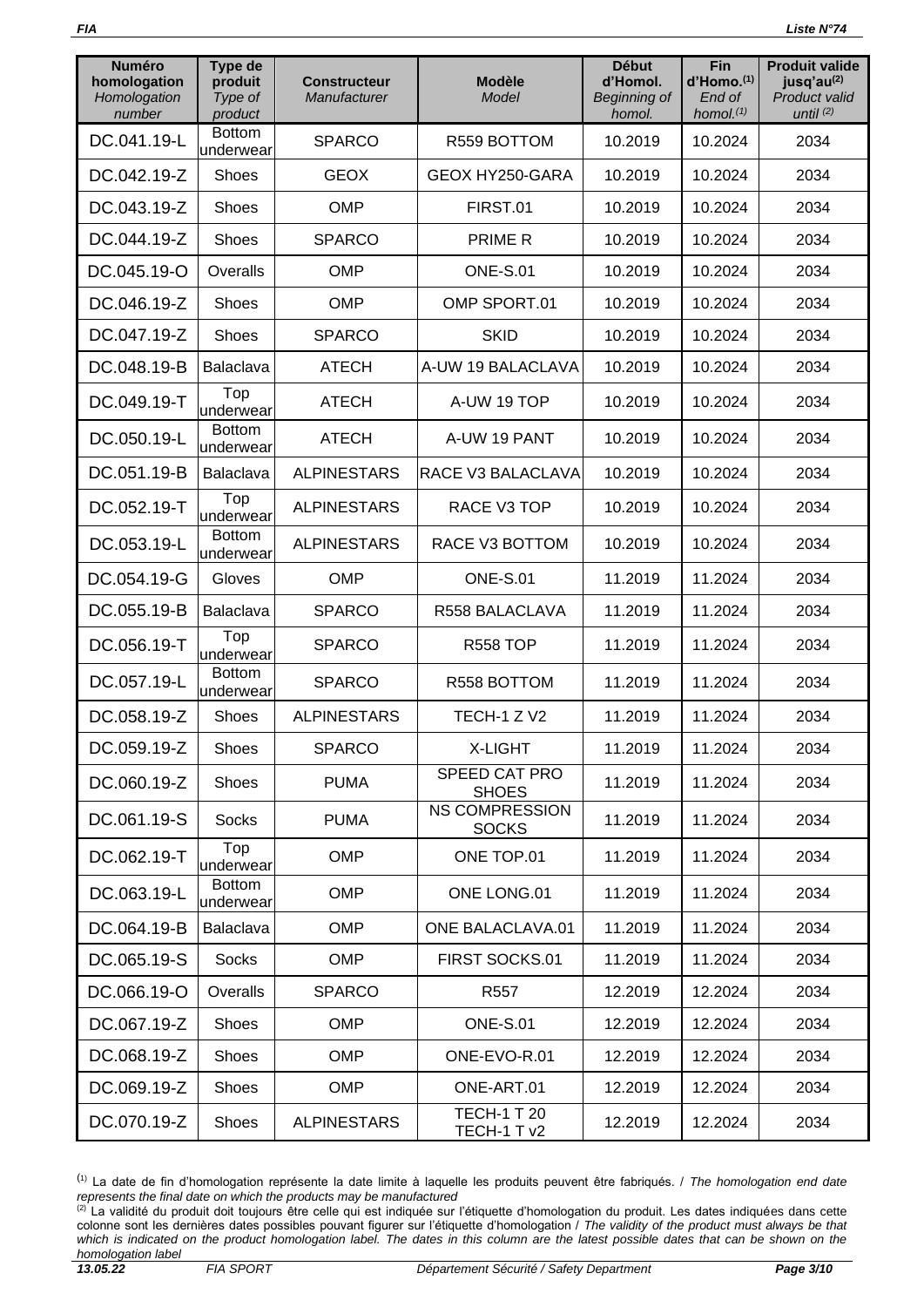| **Numéro homologation** *Homologation number* | **Type de produit** *Type of product* | **Constructeur** *Manufacturer* | **Modèle** *Model* | **Début d'Homol.** *Beginning of homol.* | **Fin d'Homo.**[(1)] *End of homol.*[(1)] | **Produit valide jusq'au**[(2)] *Product valid until* [(2)] |
|---|---|---|---|---|---|---|
| DC.041.19-L | Bottom underwear | SPARCO | R559 BOTTOM | 10.2019 | 10.2024 | 2034 |
| DC.042.19-Z | Shoes | GEOX | GEOX HY250-GARA | 10.2019 | 10.2024 | 2034 |
| DC.043.19-Z | Shoes | OMP | FIRST.01 | 10.2019 | 10.2024 | 2034 |
| DC.044.19-Z | Shoes | SPARCO | PRIME R | 10.2019 | 10.2024 | 2034 |
| DC.045.19-O | Overalls | OMP | ONE-S.01 | 10.2019 | 10.2024 | 2034 |
| DC.046.19-Z | Shoes | OMP | OMP SPORT.01 | 10.2019 | 10.2024 | 2034 |
| DC.047.19-Z | Shoes | SPARCO | SKID | 10.2019 | 10.2024 | 2034 |
| DC.048.19-B | Balaclava | ATECH | A-UW 19 BALACLAVA | 10.2019 | 10.2024 | 2034 |
| DC.049.19-T | Top underwear | ATECH | A-UW 19 TOP | 10.2019 | 10.2024 | 2034 |
| DC.050.19-L | Bottom underwear | ATECH | A-UW 19 PANT | 10.2019 | 10.2024 | 2034 |
| DC.051.19-B | Balaclava | ALPINESTARS | RACE V3 BALACLAVA | 10.2019 | 10.2024 | 2034 |
| DC.052.19-T | Top underwear | ALPINESTARS | RACE V3 TOP | 10.2019 | 10.2024 | 2034 |
| DC.053.19-L | Bottom underwear | ALPINESTARS | RACE V3 BOTTOM | 10.2019 | 10.2024 | 2034 |
| DC.054.19-G | Gloves | OMP | ONE-S.01 | 11.2019 | 11.2024 | 2034 |
| DC.055.19-B | Balaclava | SPARCO | R558 BALACLAVA | 11.2019 | 11.2024 | 2034 |
| DC.056.19-T | Top underwear | SPARCO | R558 TOP | 11.2019 | 11.2024 | 2034 |
| DC.057.19-L | Bottom underwear | SPARCO | R558 BOTTOM | 11.2019 | 11.2024 | 2034 |
| DC.058.19-Z | Shoes | ALPINESTARS | TECH-1 Z V2 | 11.2019 | 11.2024 | 2034 |
| DC.059.19-Z | Shoes | SPARCO | X-LIGHT | 11.2019 | 11.2024 | 2034 |
| DC.060.19-Z | Shoes | PUMA | SPEED CAT PRO SHOES | 11.2019 | 11.2024 | 2034 |
| DC.061.19-S | Socks | PUMA | NS COMPRESSION SOCKS | 11.2019 | 11.2024 | 2034 |
| DC.062.19-T | Top underwear | OMP | ONE TOP.01 | 11.2019 | 11.2024 | 2034 |
| DC.063.19-L | Bottom underwear | OMP | ONE LONG.01 | 11.2019 | 11.2024 | 2034 |
| DC.064.19-B | Balaclava | OMP | ONE BALACLAVA.01 | 11.2019 | 11.2024 | 2034 |
| DC.065.19-S | Socks | OMP | FIRST SOCKS.01 | 11.2019 | 11.2024 | 2034 |
| DC.066.19-O | Overalls | SPARCO | R557 | 12.2019 | 12.2024 | 2034 |
| DC.067.19-Z | Shoes | OMP | ONE-S.01 | 12.2019 | 12.2024 | 2034 |
| DC.068.19-Z | Shoes | OMP | ONE-EVO-R.01 | 12.2019 | 12.2024 | 2034 |
| DC.069.19-Z | Shoes | OMP | ONE-ART.01 | 12.2019 | 12.2024 | 2034 |
| DC.070.19-Z | Shoes | ALPINESTARS | TECH-1 T 20 TECH-1 T v2 | 12.2019 | 12.2024 | 2034 |

[(1)] La date de fin d'homologation représente la date limite à laquelle les produits peuvent être fabriqués. / *The homologation end date represents the final date on which the products may be manufactured*

[(2)] La validité du produit doit toujours être celle qui est indiquée sur l'étiquette d'homologation du produit. Les dates indiquées dans cette colonne sont les dernières dates possibles pouvant figurer sur l'étiquette d'homologation / *The validity of the product must always be that which is indicated on the product homologation label. The dates in this column are the latest possible dates that can be shown on the homologation label*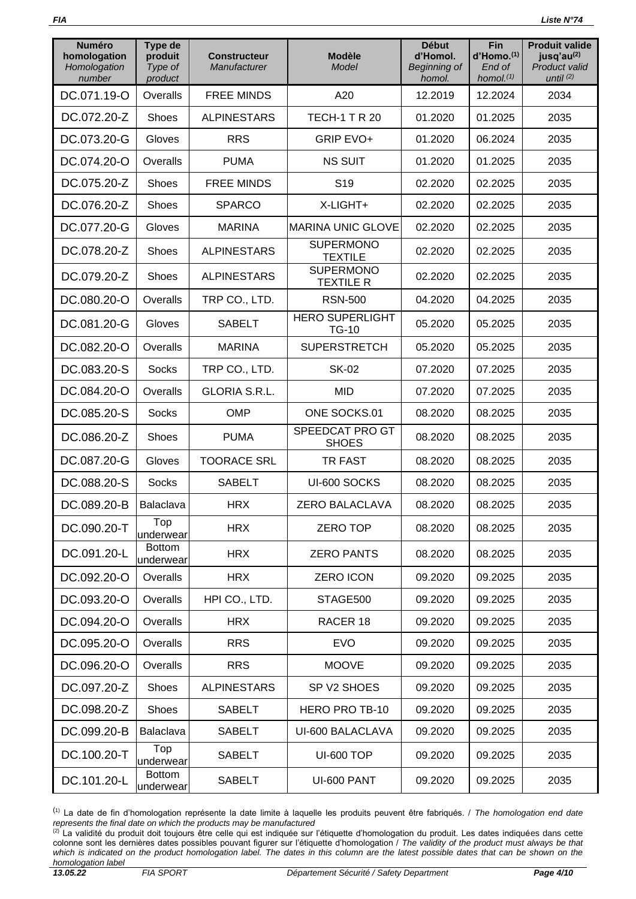| Numéro homologation *Homologation number* | Type de produit *Type of product* | Constructeur *Manufacturer* | Modèle *Model* | Début d'Homol. *Beginning of homol.* | Fin d'Homo.(1) *End of homol.(1)* | Produit valide jusq'au(2) *Product valid until (2)* |
|---|---|---|---|---|---|---|
| DC.071.19-O | Overalls | FREE MINDS | A20 | 12.2019 | 12.2024 | 2034 |
| DC.072.20-Z | Shoes | ALPINESTARS | TECH-1 T R 20 | 01.2020 | 01.2025 | 2035 |
| DC.073.20-G | Gloves | RRS | GRIP EVO+ | 01.2020 | 06.2024 | 2035 |
| DC.074.20-O | Overalls | PUMA | NS SUIT | 01.2020 | 01.2025 | 2035 |
| DC.075.20-Z | Shoes | FREE MINDS | S19 | 02.2020 | 02.2025 | 2035 |
| DC.076.20-Z | Shoes | SPARCO | X-LIGHT+ | 02.2020 | 02.2025 | 2035 |
| DC.077.20-G | Gloves | MARINA | MARINA UNIC GLOVE | 02.2020 | 02.2025 | 2035 |
| DC.078.20-Z | Shoes | ALPINESTARS | SUPERMONO TEXTILE | 02.2020 | 02.2025 | 2035 |
| DC.079.20-Z | Shoes | ALPINESTARS | SUPERMONO TEXTILE R | 02.2020 | 02.2025 | 2035 |
| DC.080.20-O | Overalls | TRP CO., LTD. | RSN-500 | 04.2020 | 04.2025 | 2035 |
| DC.081.20-G | Gloves | SABELT | HERO SUPERLIGHT TG-10 | 05.2020 | 05.2025 | 2035 |
| DC.082.20-O | Overalls | MARINA | SUPERSTRETCH | 05.2020 | 05.2025 | 2035 |
| DC.083.20-S | Socks | TRP CO., LTD. | SK-02 | 07.2020 | 07.2025 | 2035 |
| DC.084.20-O | Overalls | GLORIA S.R.L. | MID | 07.2020 | 07.2025 | 2035 |
| DC.085.20-S | Socks | OMP | ONE SOCKS.01 | 08.2020 | 08.2025 | 2035 |
| DC.086.20-Z | Shoes | PUMA | SPEEDCAT PRO GT SHOES | 08.2020 | 08.2025 | 2035 |
| DC.087.20-G | Gloves | TOORACE SRL | TR FAST | 08.2020 | 08.2025 | 2035 |
| DC.088.20-S | Socks | SABELT | UI-600 SOCKS | 08.2020 | 08.2025 | 2035 |
| DC.089.20-B | Balaclava | HRX | ZERO BALACLAVA | 08.2020 | 08.2025 | 2035 |
| DC.090.20-T | Top underwear | HRX | ZERO TOP | 08.2020 | 08.2025 | 2035 |
| DC.091.20-L | Bottom underwear | HRX | ZERO PANTS | 08.2020 | 08.2025 | 2035 |
| DC.092.20-O | Overalls | HRX | ZERO ICON | 09.2020 | 09.2025 | 2035 |
| DC.093.20-O | Overalls | HPI CO., LTD. | STAGE500 | 09.2020 | 09.2025 | 2035 |
| DC.094.20-O | Overalls | HRX | RACER 18 | 09.2020 | 09.2025 | 2035 |
| DC.095.20-O | Overalls | RRS | EVO | 09.2020 | 09.2025 | 2035 |
| DC.096.20-O | Overalls | RRS | MOOVE | 09.2020 | 09.2025 | 2035 |
| DC.097.20-Z | Shoes | ALPINESTARS | SP V2 SHOES | 09.2020 | 09.2025 | 2035 |
| DC.098.20-Z | Shoes | SABELT | HERO PRO TB-10 | 09.2020 | 09.2025 | 2035 |
| DC.099.20-B | Balaclava | SABELT | UI-600 BALACLAVA | 09.2020 | 09.2025 | 2035 |
| DC.100.20-T | Top underwear | SABELT | UI-600 TOP | 09.2020 | 09.2025 | 2035 |
| DC.101.20-L | Bottom underwear | SABELT | UI-600 PANT | 09.2020 | 09.2025 | 2035 |

(1) La date de fin d'homologation représente la date limite à laquelle les produits peuvent être fabriqués. / *The homologation end date represents the final date on which the products may be manufactured*

(2) La validité du produit doit toujours être celle qui est indiquée sur l'étiquette d'homologation du produit. Les dates indiquées dans cette colonne sont les dernières dates possibles pouvant figurer sur l'étiquette d'homologation / *The validity of the product must always be that which is indicated on the product homologation label. The dates in this column are the latest possible dates that can be shown on the homologation label*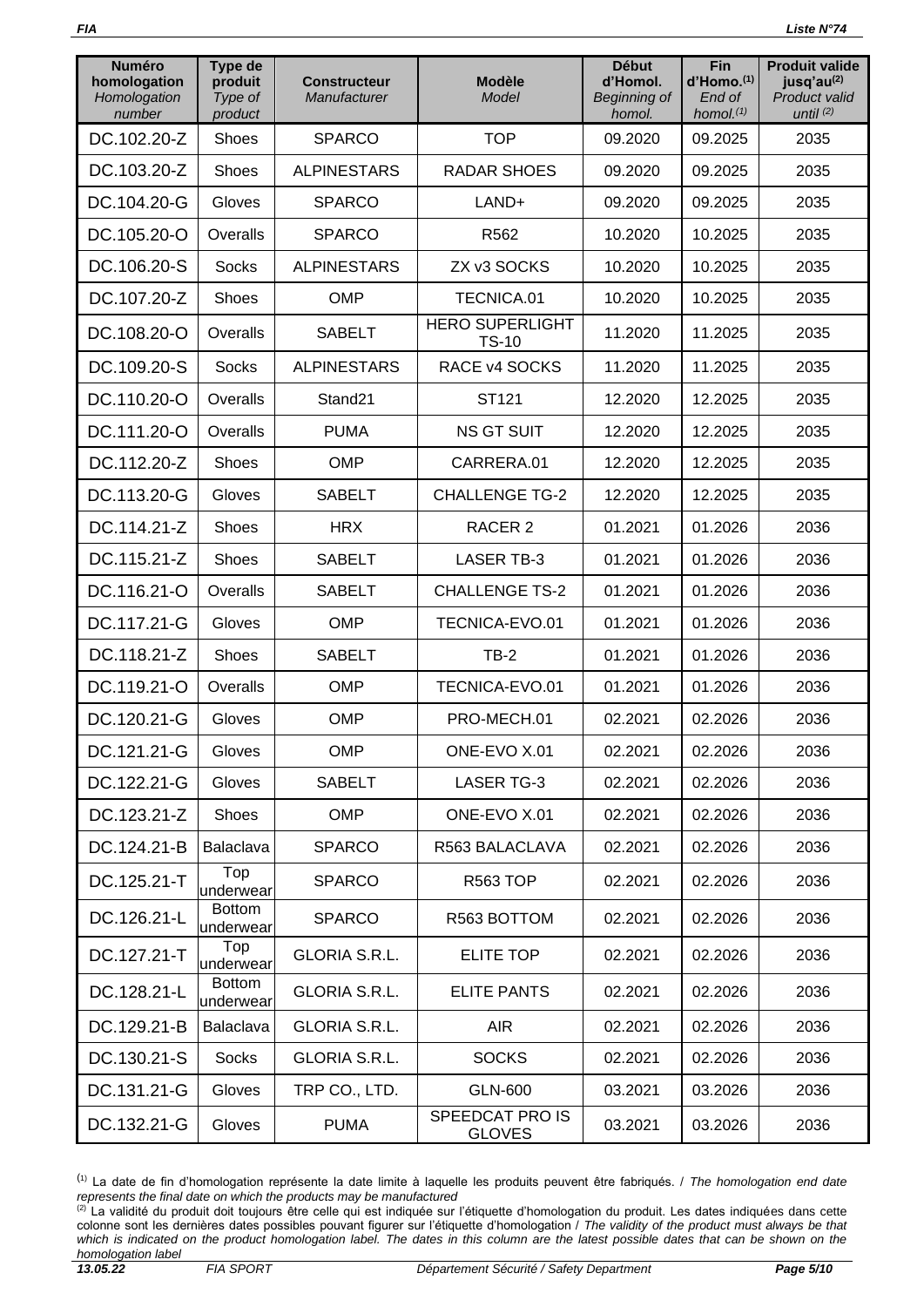| Numéro homologation *Homologation number* | Type de produit *Type of product* | Constructeur *Manufacturer* | Modèle *Model* | Début d'Homol. *Beginning of homol.* | Fin d'Homo.(1) *End of homol.(1)* | Produit valide jusq'au(2) *Product valid until (2)* |
|---|---|---|---|---|---|---|
| DC.102.20-Z | Shoes | SPARCO | TOP | 09.2020 | 09.2025 | 2035 |
| DC.103.20-Z | Shoes | ALPINESTARS | RADAR SHOES | 09.2020 | 09.2025 | 2035 |
| DC.104.20-G | Gloves | SPARCO | LAND+ | 09.2020 | 09.2025 | 2035 |
| DC.105.20-O | Overalls | SPARCO | R562 | 10.2020 | 10.2025 | 2035 |
| DC.106.20-S | Socks | ALPINESTARS | ZX v3 SOCKS | 10.2020 | 10.2025 | 2035 |
| DC.107.20-Z | Shoes | OMP | TECNICA.01 | 10.2020 | 10.2025 | 2035 |
| DC.108.20-O | Overalls | SABELT | HERO SUPERLIGHT TS-10 | 11.2020 | 11.2025 | 2035 |
| DC.109.20-S | Socks | ALPINESTARS | RACE v4 SOCKS | 11.2020 | 11.2025 | 2035 |
| DC.110.20-O | Overalls | Stand21 | ST121 | 12.2020 | 12.2025 | 2035 |
| DC.111.20-O | Overalls | PUMA | NS GT SUIT | 12.2020 | 12.2025 | 2035 |
| DC.112.20-Z | Shoes | OMP | CARRERA.01 | 12.2020 | 12.2025 | 2035 |
| DC.113.20-G | Gloves | SABELT | CHALLENGE TG-2 | 12.2020 | 12.2025 | 2035 |
| DC.114.21-Z | Shoes | HRX | RACER 2 | 01.2021 | 01.2026 | 2036 |
| DC.115.21-Z | Shoes | SABELT | LASER TB-3 | 01.2021 | 01.2026 | 2036 |
| DC.116.21-O | Overalls | SABELT | CHALLENGE TS-2 | 01.2021 | 01.2026 | 2036 |
| DC.117.21-G | Gloves | OMP | TECNICA-EVO.01 | 01.2021 | 01.2026 | 2036 |
| DC.118.21-Z | Shoes | SABELT | TB-2 | 01.2021 | 01.2026 | 2036 |
| DC.119.21-O | Overalls | OMP | TECNICA-EVO.01 | 01.2021 | 01.2026 | 2036 |
| DC.120.21-G | Gloves | OMP | PRO-MECH.01 | 02.2021 | 02.2026 | 2036 |
| DC.121.21-G | Gloves | OMP | ONE-EVO X.01 | 02.2021 | 02.2026 | 2036 |
| DC.122.21-G | Gloves | SABELT | LASER TG-3 | 02.2021 | 02.2026 | 2036 |
| DC.123.21-Z | Shoes | OMP | ONE-EVO X.01 | 02.2021 | 02.2026 | 2036 |
| DC.124.21-B | Balaclava | SPARCO | R563 BALACLAVA | 02.2021 | 02.2026 | 2036 |
| DC.125.21-T | Top underwear | SPARCO | R563 TOP | 02.2021 | 02.2026 | 2036 |
| DC.126.21-L | Bottom underwear | SPARCO | R563 BOTTOM | 02.2021 | 02.2026 | 2036 |
| DC.127.21-T | Top underwear | GLORIA S.R.L. | ELITE TOP | 02.2021 | 02.2026 | 2036 |
| DC.128.21-L | Bottom underwear | GLORIA S.R.L. | ELITE PANTS | 02.2021 | 02.2026 | 2036 |
| DC.129.21-B | Balaclava | GLORIA S.R.L. | AIR | 02.2021 | 02.2026 | 2036 |
| DC.130.21-S | Socks | GLORIA S.R.L. | SOCKS | 02.2021 | 02.2026 | 2036 |
| DC.131.21-G | Gloves | TRP CO., LTD. | GLN-600 | 03.2021 | 03.2026 | 2036 |
| DC.132.21-G | Gloves | PUMA | SPEEDCAT PRO IS GLOVES | 03.2021 | 03.2026 | 2036 |

(1) La date de fin d'homologation représente la date limite à laquelle les produits peuvent être fabriqués. / *The homologation end date represents the final date on which the products may be manufactured*

(2) La validité du produit doit toujours être celle qui est indiquée sur l'étiquette d'homologation du produit. Les dates indiquées dans cette colonne sont les dernières dates possibles pouvant figurer sur l'étiquette d'homologation / *The validity of the product must always be that which is indicated on the product homologation label. The dates in this column are the latest possible dates that can be shown on the homologation label*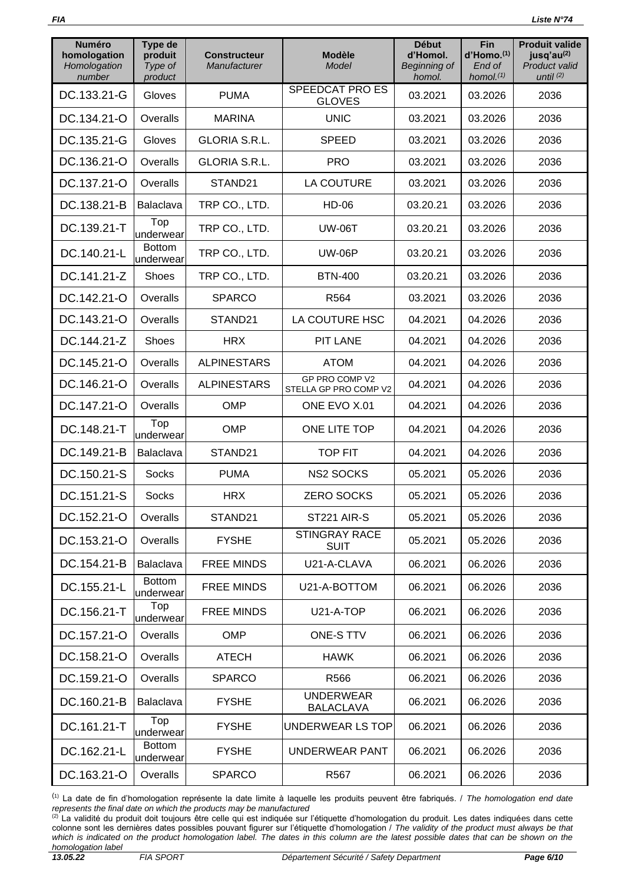| Numéro homologation *Homologation number* | Type de produit *Type of product* | Constructeur *Manufacturer* | Modèle *Model* | Début d'Homol. *Beginning of homol.* | Fin d'Homo.(1) *End of homol.(1)* | Produit valide jusq'au(2) *Product valid until (2)* |
|---|---|---|---|---|---|---|
| DC.133.21-G | Gloves | PUMA | SPEEDCAT PRO ES GLOVES | 03.2021 | 03.2026 | 2036 |
| DC.134.21-O | Overalls | MARINA | UNIC | 03.2021 | 03.2026 | 2036 |
| DC.135.21-G | Gloves | GLORIA S.R.L. | SPEED | 03.2021 | 03.2026 | 2036 |
| DC.136.21-O | Overalls | GLORIA S.R.L. | PRO | 03.2021 | 03.2026 | 2036 |
| DC.137.21-O | Overalls | STAND21 | LA COUTURE | 03.2021 | 03.2026 | 2036 |
| DC.138.21-B | Balaclava | TRP CO., LTD. | HD-06 | 03.20.21 | 03.2026 | 2036 |
| DC.139.21-T | Top underwear | TRP CO., LTD. | UW-06T | 03.20.21 | 03.2026 | 2036 |
| DC.140.21-L | Bottom underwear | TRP CO., LTD. | UW-06P | 03.20.21 | 03.2026 | 2036 |
| DC.141.21-Z | Shoes | TRP CO., LTD. | BTN-400 | 03.20.21 | 03.2026 | 2036 |
| DC.142.21-O | Overalls | SPARCO | R564 | 03.2021 | 03.2026 | 2036 |
| DC.143.21-O | Overalls | STAND21 | LA COUTURE HSC | 04.2021 | 04.2026 | 2036 |
| DC.144.21-Z | Shoes | HRX | PIT LANE | 04.2021 | 04.2026 | 2036 |
| DC.145.21-O | Overalls | ALPINESTARS | ATOM | 04.2021 | 04.2026 | 2036 |
| DC.146.21-O | Overalls | ALPINESTARS | GP PRO COMP V2 STELLA GP PRO COMP V2 | 04.2021 | 04.2026 | 2036 |
| DC.147.21-O | Overalls | OMP | ONE EVO X.01 | 04.2021 | 04.2026 | 2036 |
| DC.148.21-T | Top underwear | OMP | ONE LITE TOP | 04.2021 | 04.2026 | 2036 |
| DC.149.21-B | Balaclava | STAND21 | TOP FIT | 04.2021 | 04.2026 | 2036 |
| DC.150.21-S | Socks | PUMA | NS2 SOCKS | 05.2021 | 05.2026 | 2036 |
| DC.151.21-S | Socks | HRX | ZERO SOCKS | 05.2021 | 05.2026 | 2036 |
| DC.152.21-O | Overalls | STAND21 | ST221 AIR-S | 05.2021 | 05.2026 | 2036 |
| DC.153.21-O | Overalls | FYSHE | STINGRAY RACE SUIT | 05.2021 | 05.2026 | 2036 |
| DC.154.21-B | Balaclava | FREE MINDS | U21-A-CLAVA | 06.2021 | 06.2026 | 2036 |
| DC.155.21-L | Bottom underwear | FREE MINDS | U21-A-BOTTOM | 06.2021 | 06.2026 | 2036 |
| DC.156.21-T | Top underwear | FREE MINDS | U21-A-TOP | 06.2021 | 06.2026 | 2036 |
| DC.157.21-O | Overalls | OMP | ONE-S TTV | 06.2021 | 06.2026 | 2036 |
| DC.158.21-O | Overalls | ATECH | HAWK | 06.2021 | 06.2026 | 2036 |
| DC.159.21-O | Overalls | SPARCO | R566 | 06.2021 | 06.2026 | 2036 |
| DC.160.21-B | Balaclava | FYSHE | UNDERWEAR BALACLAVA | 06.2021 | 06.2026 | 2036 |
| DC.161.21-T | Top underwear | FYSHE | UNDERWEAR LS TOP | 06.2021 | 06.2026 | 2036 |
| DC.162.21-L | Bottom underwear | FYSHE | UNDERWEAR PANT | 06.2021 | 06.2026 | 2036 |
| DC.163.21-O | Overalls | SPARCO | R567 | 06.2021 | 06.2026 | 2036 |

(1) La date de fin d'homologation représente la date limite à laquelle les produits peuvent être fabriqués. / *The homologation end date represents the final date on which the products may be manufactured*

(2) La validité du produit doit toujours être celle qui est indiquée sur l'étiquette d'homologation du produit. Les dates indiquées dans cette colonne sont les dernières dates possibles pouvant figurer sur l'étiquette d'homologation / *The validity of the product must always be that which is indicated on the product homologation label. The dates in this column are the latest possible dates that can be shown on the homologation label*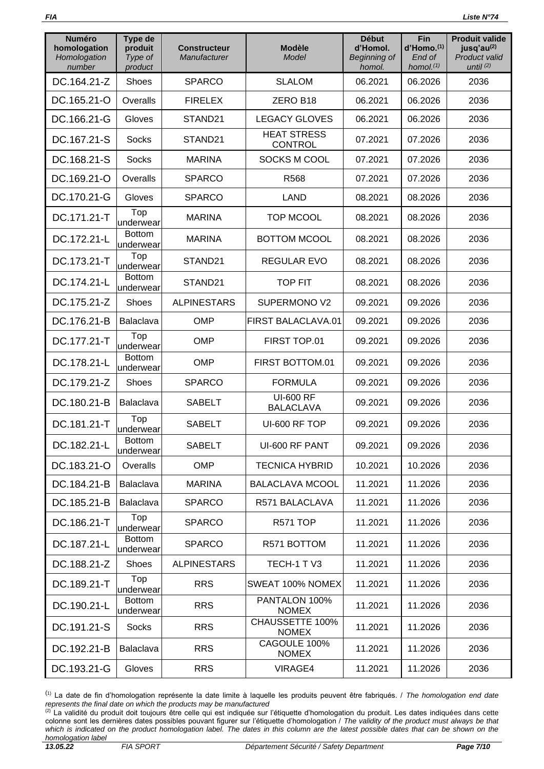| Numéro homologation *Homologation number* | Type de produit *Type of product* | Constructeur *Manufacturer* | Modèle *Model* | Début d'Homol. *Beginning of homol.* | Fin d'Homo.(1) *End of homol.(1)* | Produit valide jusq'au(2) *Product valid until (2)* |
|---|---|---|---|---|---|---|
| DC.164.21-Z | Shoes | SPARCO | SLALOM | 06.2021 | 06.2026 | 2036 |
| DC.165.21-O | Overalls | FIRELEX | ZERO B18 | 06.2021 | 06.2026 | 2036 |
| DC.166.21-G | Gloves | STAND21 | LEGACY GLOVES | 06.2021 | 06.2026 | 2036 |
| DC.167.21-S | Socks | STAND21 | HEAT STRESS CONTROL | 07.2021 | 07.2026 | 2036 |
| DC.168.21-S | Socks | MARINA | SOCKS M COOL | 07.2021 | 07.2026 | 2036 |
| DC.169.21-O | Overalls | SPARCO | R568 | 07.2021 | 07.2026 | 2036 |
| DC.170.21-G | Gloves | SPARCO | LAND | 08.2021 | 08.2026 | 2036 |
| DC.171.21-T | Top underwear | MARINA | TOP MCOOL | 08.2021 | 08.2026 | 2036 |
| DC.172.21-L | Bottom underwear | MARINA | BOTTOM MCOOL | 08.2021 | 08.2026 | 2036 |
| DC.173.21-T | Top underwear | STAND21 | REGULAR EVO | 08.2021 | 08.2026 | 2036 |
| DC.174.21-L | Bottom underwear | STAND21 | TOP FIT | 08.2021 | 08.2026 | 2036 |
| DC.175.21-Z | Shoes | ALPINESTARS | SUPERMONO V2 | 09.2021 | 09.2026 | 2036 |
| DC.176.21-B | Balaclava | OMP | FIRST BALACLAVA.01 | 09.2021 | 09.2026 | 2036 |
| DC.177.21-T | Top underwear | OMP | FIRST TOP.01 | 09.2021 | 09.2026 | 2036 |
| DC.178.21-L | Bottom underwear | OMP | FIRST BOTTOM.01 | 09.2021 | 09.2026 | 2036 |
| DC.179.21-Z | Shoes | SPARCO | FORMULA | 09.2021 | 09.2026 | 2036 |
| DC.180.21-B | Balaclava | SABELT | UI-600 RF BALACLAVA | 09.2021 | 09.2026 | 2036 |
| DC.181.21-T | Top underwear | SABELT | UI-600 RF TOP | 09.2021 | 09.2026 | 2036 |
| DC.182.21-L | Bottom underwear | SABELT | UI-600 RF PANT | 09.2021 | 09.2026 | 2036 |
| DC.183.21-O | Overalls | OMP | TECNICA HYBRID | 10.2021 | 10.2026 | 2036 |
| DC.184.21-B | Balaclava | MARINA | BALACLAVA MCOOL | 11.2021 | 11.2026 | 2036 |
| DC.185.21-B | Balaclava | SPARCO | R571 BALACLAVA | 11.2021 | 11.2026 | 2036 |
| DC.186.21-T | Top underwear | SPARCO | R571 TOP | 11.2021 | 11.2026 | 2036 |
| DC.187.21-L | Bottom underwear | SPARCO | R571 BOTTOM | 11.2021 | 11.2026 | 2036 |
| DC.188.21-Z | Shoes | ALPINESTARS | TECH-1 T V3 | 11.2021 | 11.2026 | 2036 |
| DC.189.21-T | Top underwear | RRS | SWEAT 100% NOMEX | 11.2021 | 11.2026 | 2036 |
| DC.190.21-L | Bottom underwear | RRS | PANTALON 100% NOMEX | 11.2021 | 11.2026 | 2036 |
| DC.191.21-S | Socks | RRS | CHAUSSETTE 100% NOMEX | 11.2021 | 11.2026 | 2036 |
| DC.192.21-B | Balaclava | RRS | CAGOULE 100% NOMEX | 11.2021 | 11.2026 | 2036 |
| DC.193.21-G | Gloves | RRS | VIRAGE4 | 11.2021 | 11.2026 | 2036 |

(1) La date de fin d'homologation représente la date limite à laquelle les produits peuvent être fabriqués. / *The homologation end date represents the final date on which the products may be manufactured*

(2) La validité du produit doit toujours être celle qui est indiquée sur l'étiquette d'homologation du produit. Les dates indiquées dans cette colonne sont les dernières dates possibles pouvant figurer sur l'étiquette d'homologation / *The validity of the product must always be that which is indicated on the product homologation label. The dates in this column are the latest possible dates that can be shown on the homologation label*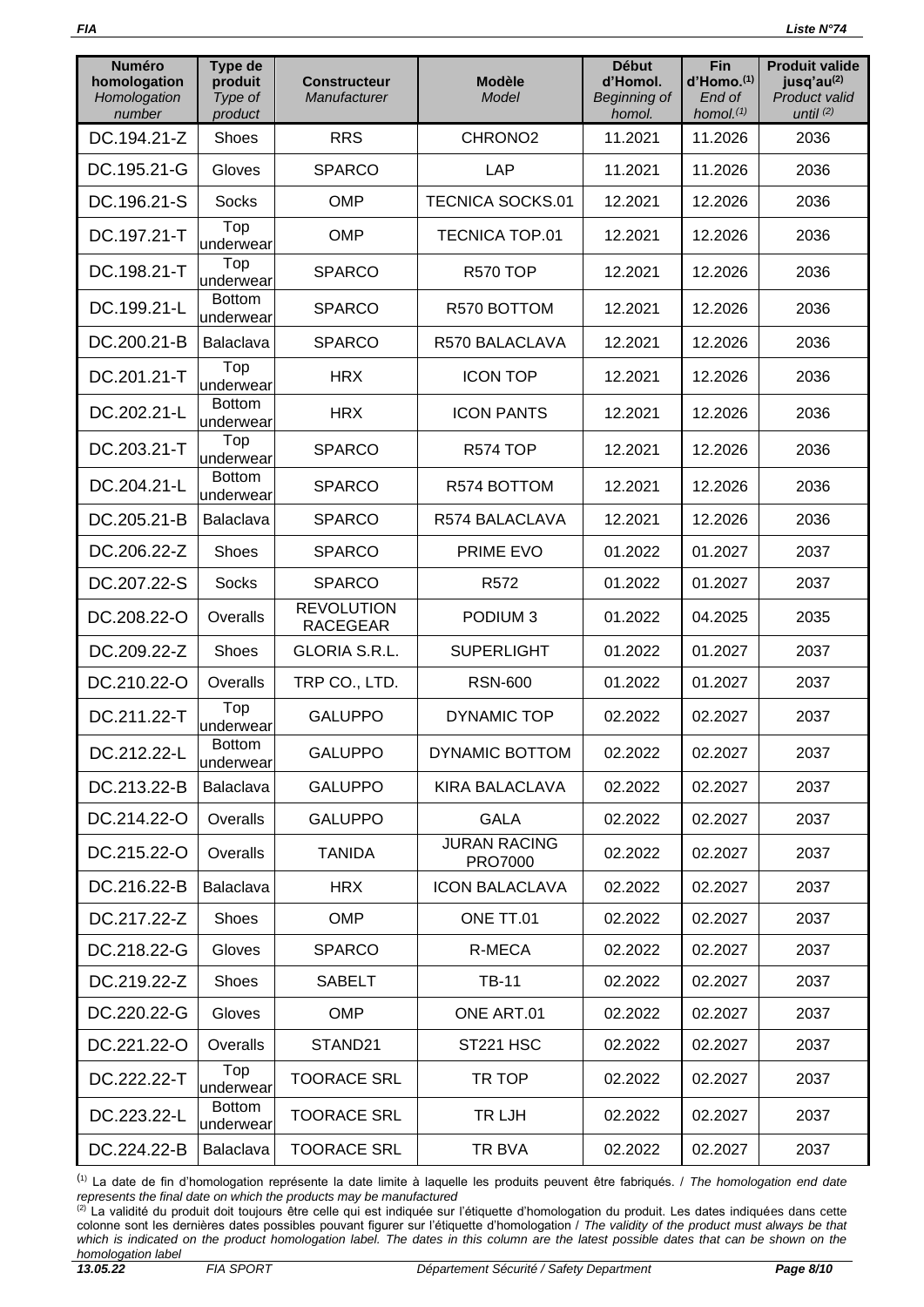| Numéro homologation *Homologation number* | Type de produit *Type of product* | Constructeur *Manufacturer* | Modèle *Model* | Début d'Homol. *Beginning of homol.* | Fin d'Homo.(1) *End of homol.(1)* | Produit valide jusq'au(2) *Product valid until (2)* |
|---|---|---|---|---|---|---|
| DC.194.21-Z | Shoes | RRS | CHRONO2 | 11.2021 | 11.2026 | 2036 |
| DC.195.21-G | Gloves | SPARCO | LAP | 11.2021 | 11.2026 | 2036 |
| DC.196.21-S | Socks | OMP | TECNICA SOCKS.01 | 12.2021 | 12.2026 | 2036 |
| DC.197.21-T | Top underwear | OMP | TECNICA TOP.01 | 12.2021 | 12.2026 | 2036 |
| DC.198.21-T | Top underwear | SPARCO | R570 TOP | 12.2021 | 12.2026 | 2036 |
| DC.199.21-L | Bottom underwear | SPARCO | R570 BOTTOM | 12.2021 | 12.2026 | 2036 |
| DC.200.21-B | Balaclava | SPARCO | R570 BALACLAVA | 12.2021 | 12.2026 | 2036 |
| DC.201.21-T | Top underwear | HRX | ICON TOP | 12.2021 | 12.2026 | 2036 |
| DC.202.21-L | Bottom underwear | HRX | ICON PANTS | 12.2021 | 12.2026 | 2036 |
| DC.203.21-T | Top underwear | SPARCO | R574 TOP | 12.2021 | 12.2026 | 2036 |
| DC.204.21-L | Bottom underwear | SPARCO | R574 BOTTOM | 12.2021 | 12.2026 | 2036 |
| DC.205.21-B | Balaclava | SPARCO | R574 BALACLAVA | 12.2021 | 12.2026 | 2036 |
| DC.206.22-Z | Shoes | SPARCO | PRIME EVO | 01.2022 | 01.2027 | 2037 |
| DC.207.22-S | Socks | SPARCO | R572 | 01.2022 | 01.2027 | 2037 |
| DC.208.22-O | Overalls | REVOLUTION RACEGEAR | PODIUM 3 | 01.2022 | 04.2025 | 2035 |
| DC.209.22-Z | Shoes | GLORIA S.R.L. | SUPERLIGHT | 01.2022 | 01.2027 | 2037 |
| DC.210.22-O | Overalls | TRP CO., LTD. | RSN-600 | 01.2022 | 01.2027 | 2037 |
| DC.211.22-T | Top underwear | GALUPPO | DYNAMIC TOP | 02.2022 | 02.2027 | 2037 |
| DC.212.22-L | Bottom underwear | GALUPPO | DYNAMIC BOTTOM | 02.2022 | 02.2027 | 2037 |
| DC.213.22-B | Balaclava | GALUPPO | KIRA BALACLAVA | 02.2022 | 02.2027 | 2037 |
| DC.214.22-O | Overalls | GALUPPO | GALA | 02.2022 | 02.2027 | 2037 |
| DC.215.22-O | Overalls | TANIDA | JURAN RACING PRO7000 | 02.2022 | 02.2027 | 2037 |
| DC.216.22-B | Balaclava | HRX | ICON BALACLAVA | 02.2022 | 02.2027 | 2037 |
| DC.217.22-Z | Shoes | OMP | ONE TT.01 | 02.2022 | 02.2027 | 2037 |
| DC.218.22-G | Gloves | SPARCO | R-MECA | 02.2022 | 02.2027 | 2037 |
| DC.219.22-Z | Shoes | SABELT | TB-11 | 02.2022 | 02.2027 | 2037 |
| DC.220.22-G | Gloves | OMP | ONE ART.01 | 02.2022 | 02.2027 | 2037 |
| DC.221.22-O | Overalls | STAND21 | ST221 HSC | 02.2022 | 02.2027 | 2037 |
| DC.222.22-T | Top underwear | TOORACE SRL | TR TOP | 02.2022 | 02.2027 | 2037 |
| DC.223.22-L | Bottom underwear | TOORACE SRL | TR LJH | 02.2022 | 02.2027 | 2037 |
| DC.224.22-B | Balaclava | TOORACE SRL | TR BVA | 02.2022 | 02.2027 | 2037 |

(1) La date de fin d'homologation représente la date limite à laquelle les produits peuvent être fabriqués. / *The homologation end date represents the final date on which the products may be manufactured*

(2) La validité du produit doit toujours être celle qui est indiquée sur l'étiquette d'homologation du produit. Les dates indiquées dans cette colonne sont les dernières dates possibles pouvant figurer sur l'étiquette d'homologation / *The validity of the product must always be that which is indicated on the product homologation label. The dates in this column are the latest possible dates that can be shown on the homologation label*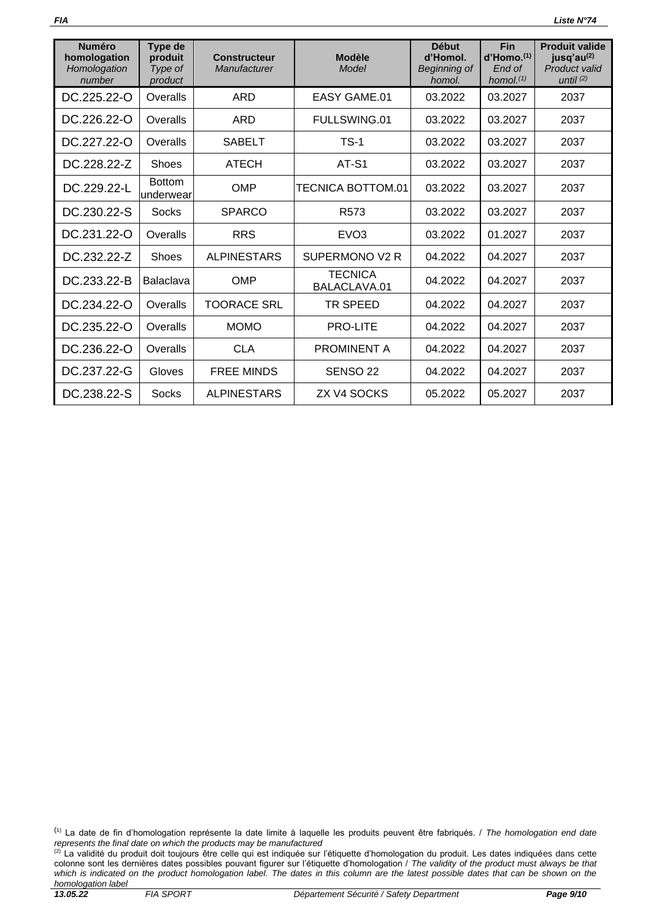| **Numéro homologation** *Homologation number* | **Type de produit** *Type of product* | **Constructeur** *Manufacturer* | **Modèle** *Model* | **Début d'Homol.** *Beginning of homol.* | **Fin d'Homo.[1]** *End of homol.[1]* | **Produit valide jusq'au[2]** *Product valid until [2]* |
|---|---|---|---|---|---|---|
| DC.225.22-O | Overalls | ARD | EASY GAME.01 | 03.2022 | 03.2027 | 2037 |
| DC.226.22-O | Overalls | ARD | FULLSWING.01 | 03.2022 | 03.2027 | 2037 |
| DC.227.22-O | Overalls | SABELT | TS-1 | 03.2022 | 03.2027 | 2037 |
| DC.228.22-Z | Shoes | ATECH | AT-S1 | 03.2022 | 03.2027 | 2037 |
| DC.229.22-L | Bottom underwear | OMP | TECNICA BOTTOM.01 | 03.2022 | 03.2027 | 2037 |
| DC.230.22-S | Socks | SPARCO | R573 | 03.2022 | 03.2027 | 2037 |
| DC.231.22-O | Overalls | RRS | EVO3 | 03.2022 | 01.2027 | 2037 |
| DC.232.22-Z | Shoes | ALPINESTARS | SUPERMONO V2 R | 04.2022 | 04.2027 | 2037 |
| DC.233.22-B | Balaclava | OMP | TECNICA BALACLAVA.01 | 04.2022 | 04.2027 | 2037 |
| DC.234.22-O | Overalls | TOORACE SRL | TR SPEED | 04.2022 | 04.2027 | 2037 |
| DC.235.22-O | Overalls | MOMO | PRO-LITE | 04.2022 | 04.2027 | 2037 |
| DC.236.22-O | Overalls | CLA | PROMINENT A | 04.2022 | 04.2027 | 2037 |
| DC.237.22-G | Gloves | FREE MINDS | SENSO 22 | 04.2022 | 04.2027 | 2037 |
| DC.238.22-S | Socks | ALPINESTARS | ZX V4 SOCKS | 05.2022 | 05.2027 | 2037 |

[1] La date de fin d'homologation représente la date limite à laquelle les produits peuvent être fabriqués. / *The homologation end date represents the final date on which the products may be manufactured*

[2] La validité du produit doit toujours être celle qui est indiquée sur l'étiquette d'homologation du produit. Les dates indiquées dans cette colonne sont les dernières dates possibles pouvant figurer sur l'étiquette d'homologation / *The validity of the product must always be that which is indicated on the product homologation label. The dates in this column are the latest possible dates that can be shown on the homologation label*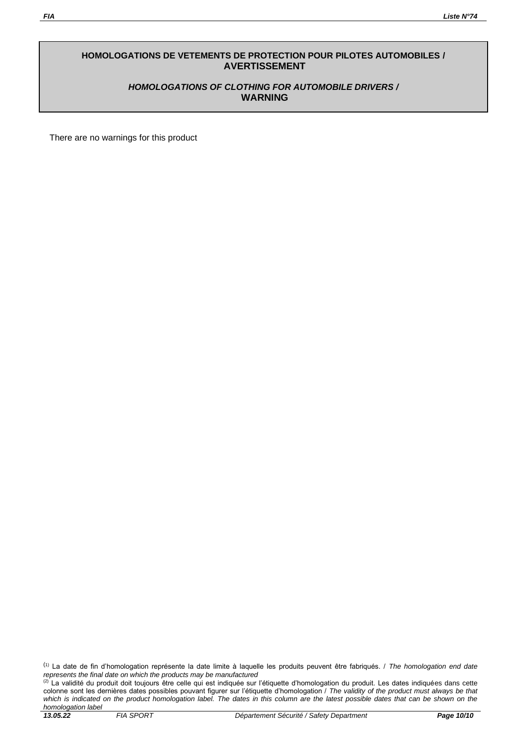## HOMOLOGATIONS DE VETEMENTS DE PROTECTION POUR PILOTES AUTOMOBILES / AVERTISSEMENT

## *HOMOLOGATIONS OF CLOTHING FOR AUTOMOBILE DRIVERS /* WARNING

There are no warnings for this product

(1) La date de fin d'homologation représente la date limite à laquelle les produits peuvent être fabriqués. / *The homologation end date represents the final date on which the products may be manufactured*

(2) La validité du produit doit toujours être celle qui est indiquée sur l'étiquette d'homologation du produit. Les dates indiquées dans cette colonne sont les dernières dates possibles pouvant figurer sur l'étiquette d'homologation / *The validity of the product must always be that which is indicated on the product homologation label. The dates in this column are the latest possible dates that can be shown on the homologation label*